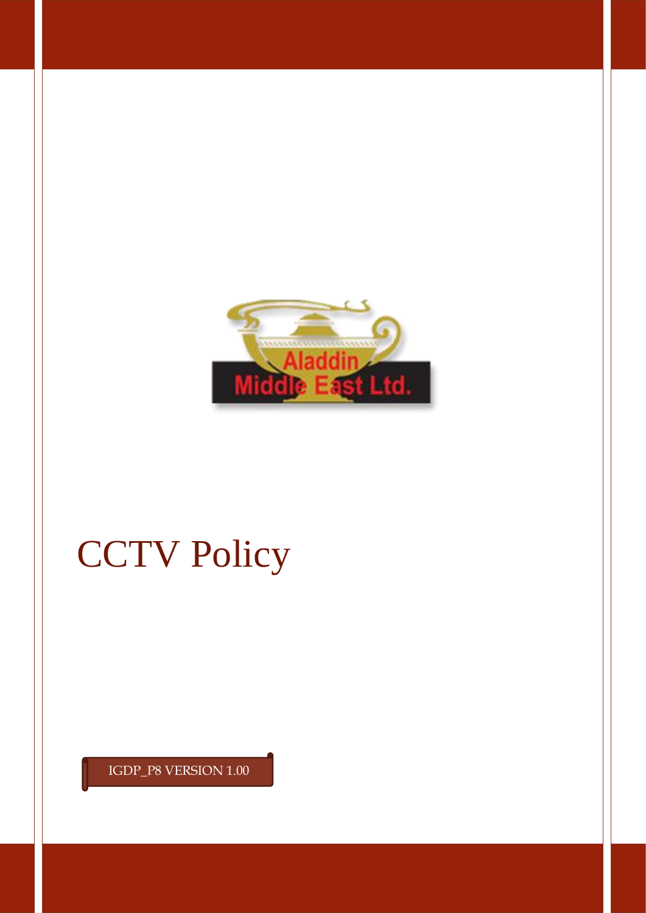Aladdin Middle East Ltd.

# CCTV Policy

IGDP_P8 VERSION 1.00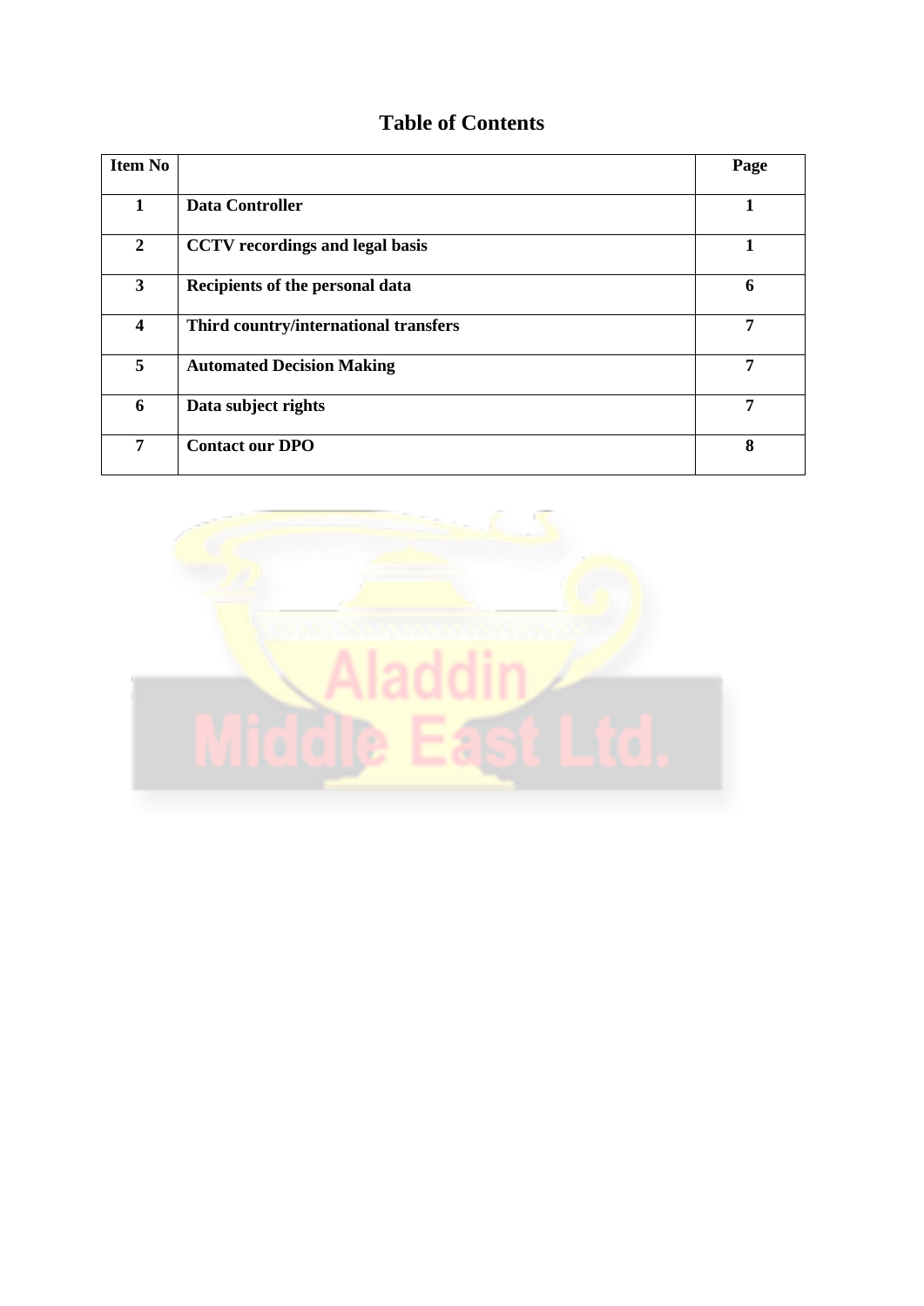# Table of Contents

| Item No | | Page |
|---|---|---|
| **1** | **Data Controller** | **1** |
| **2** | **CCTV recordings and legal basis** | **1** |
| **3** | **Recipients of the personal data** | **6** |
| **4** | **Third country/international transfers** | **7** |
| **5** | **Automated Decision Making** | **7** |
| **6** | **Data subject rights** | **7** |
| **7** | **Contact our DPO** | **8** |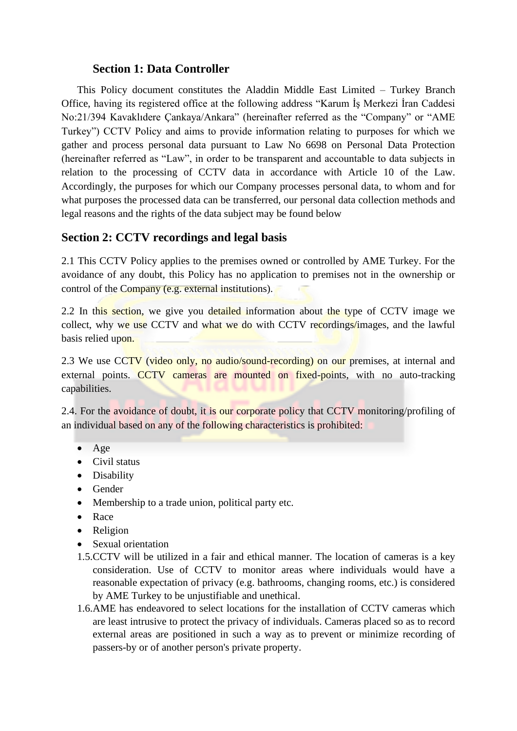## Section 1: Data Controller

This Policy document constitutes the Aladdin Middle East Limited – Turkey Branch Office, having its registered office at the following address "Karum İş Merkezi İran Caddesi No:21/394 Kavaklıdere Çankaya/Ankara" (hereinafter referred as the "Company" or "AME Turkey") CCTV Policy and aims to provide information relating to purposes for which we gather and process personal data pursuant to Law No 6698 on Personal Data Protection (hereinafter referred as "Law", in order to be transparent and accountable to data subjects in relation to the processing of CCTV data in accordance with Article 10 of the Law. Accordingly, the purposes for which our Company processes personal data, to whom and for what purposes the processed data can be transferred, our personal data collection methods and legal reasons and the rights of the data subject may be found below

## Section 2: CCTV recordings and legal basis

2.1 This CCTV Policy applies to the premises owned or controlled by AME Turkey. For the avoidance of any doubt, this Policy has no application to premises not in the ownership or control of the Company (e.g. external institutions).

2.2 In this section, we give you detailed information about the type of CCTV image we collect, why we use CCTV and what we do with CCTV recordings/images, and the lawful basis relied upon.

2.3 We use CCTV (video only, no audio/sound-recording) on our premises, at internal and external points. CCTV cameras are mounted on fixed-points, with no auto-tracking capabilities.

2.4. For the avoidance of doubt, it is our corporate policy that CCTV monitoring/profiling of an individual based on any of the following characteristics is prohibited:

- Age
- Civil status
- Disability
- Gender
- Membership to a trade union, political party etc.
- Race
- Religion
- Sexual orientation

1.5. CCTV will be utilized in a fair and ethical manner. The location of cameras is a key consideration. Use of CCTV to monitor areas where individuals would have a reasonable expectation of privacy (e.g. bathrooms, changing rooms, etc.) is considered by AME Turkey to be unjustifiable and unethical.

1.6. AME has endeavored to select locations for the installation of CCTV cameras which are least intrusive to protect the privacy of individuals. Cameras placed so as to record external areas are positioned in such a way as to prevent or minimize recording of passers-by or of another person's private property.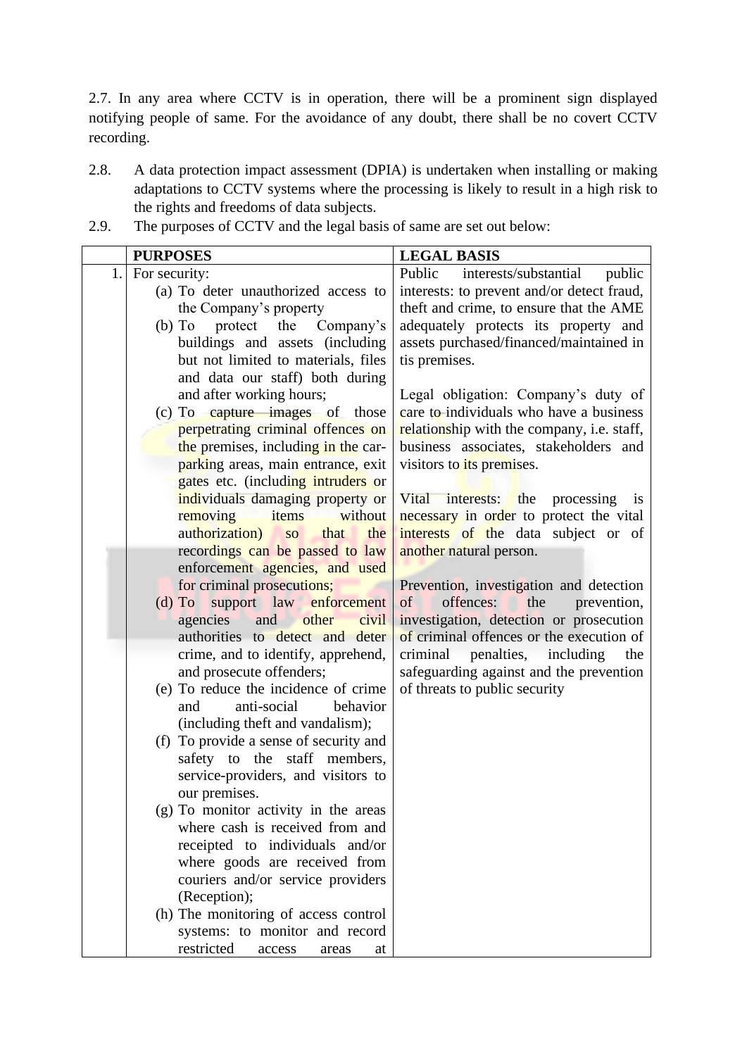2.7. In any area where CCTV is in operation, there will be a prominent sign displayed notifying people of same. For the avoidance of any doubt, there shall be no covert CCTV recording.

2.8. A data protection impact assessment (DPIA) is undertaken when installing or making adaptations to CCTV systems where the processing is likely to result in a high risk to the rights and freedoms of data subjects.

2.9. The purposes of CCTV and the legal basis of same are set out below:

| | PURPOSES | LEGAL BASIS |
|---|---|---|
| 1. | For security:<br>(a) To deter unauthorized access to the Company's property<br>(b) To protect the Company's buildings and assets (including but not limited to materials, files and data our staff) both during and after working hours;<br>(c) To capture images of those perpetrating criminal offences on the premises, including in the car-parking areas, main entrance, exit gates etc. (including intruders or individuals damaging property or removing items without authorization) so that the recordings can be passed to law enforcement agencies, and used for criminal prosecutions;<br>(d) To support law enforcement agencies and other civil authorities to detect and deter crime, and to identify, apprehend, and prosecute offenders;<br>(e) To reduce the incidence of crime and anti-social behavior (including theft and vandalism);<br>(f) To provide a sense of security and safety to the staff members, service-providers, and visitors to our premises.<br>(g) To monitor activity in the areas where cash is received from and receipted to individuals and/or where goods are received from couriers and/or service providers (Reception);<br>(h) The monitoring of access control systems: to monitor and record restricted access areas at | Public interests/substantial public interests: to prevent and/or detect fraud, theft and crime, to ensure that the AME adequately protects its property and assets purchased/financed/maintained in tis premises.<br><br>Legal obligation: Company's duty of care to individuals who have a business relationship with the company, i.e. staff, business associates, stakeholders and visitors to its premises.<br><br>Vital interests: the processing is necessary in order to protect the vital interests of the data subject or of another natural person.<br><br>Prevention, investigation and detection of offences: the prevention, investigation, detection or prosecution of criminal offences or the execution of criminal penalties, including the safeguarding against and the prevention of threats to public security |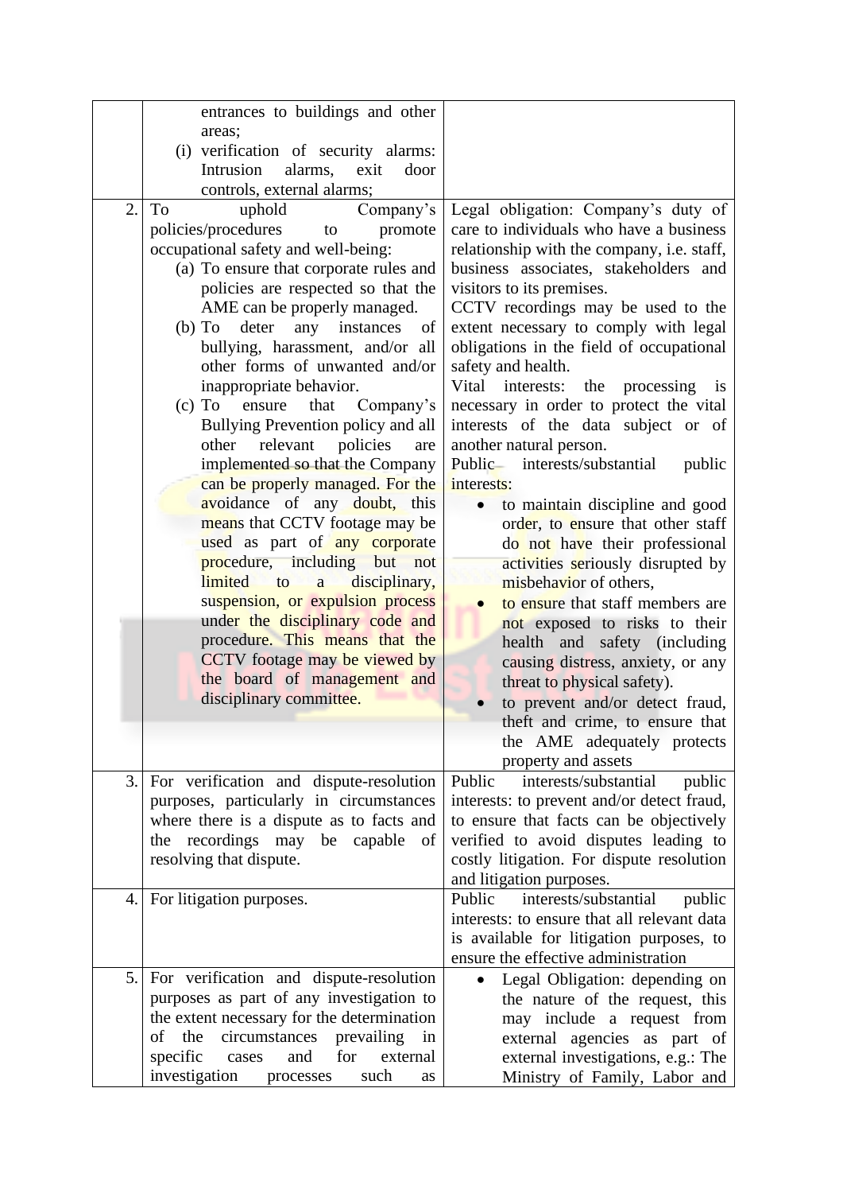| | | |
|---|---|---|
| | entrances to buildings and other areas;<br>(i) verification of security alarms: Intrusion alarms, exit door controls, external alarms; | |
| 2. | To uphold Company's policies/procedures to promote occupational safety and well-being:<br>(a) To ensure that corporate rules and policies are respected so that the AME can be properly managed.<br>(b) To deter any instances of bullying, harassment, and/or all other forms of unwanted and/or inappropriate behavior.<br>(c) To ensure that Company's Bullying Prevention policy and all other relevant policies are implemented so that the Company can be properly managed. For the avoidance of any doubt, this means that CCTV footage may be used as part of any corporate procedure, including but not limited to a disciplinary, suspension, or expulsion process under the disciplinary code and procedure. This means that the CCTV footage may be viewed by the board of management and disciplinary committee. | Legal obligation: Company's duty of care to individuals who have a business relationship with the company, i.e. staff, business associates, stakeholders and visitors to its premises.<br>CCTV recordings may be used to the extent necessary to comply with legal obligations in the field of occupational safety and health.<br>Vital interests: the processing is necessary in order to protect the vital interests of the data subject or of another natural person.<br>Public interests/substantial public interests:<br>• to maintain discipline and good order, to ensure that other staff do not have their professional activities seriously disrupted by misbehavior of others,<br>• to ensure that staff members are not exposed to risks to their health and safety (including causing distress, anxiety, or any threat to physical safety).<br>• to prevent and/or detect fraud, theft and crime, to ensure that the AME adequately protects property and assets |
| 3. | For verification and dispute-resolution purposes, particularly in circumstances where there is a dispute as to facts and the recordings may be capable of resolving that dispute. | Public interests/substantial public interests: to prevent and/or detect fraud, to ensure that facts can be objectively verified to avoid disputes leading to costly litigation. For dispute resolution and litigation purposes. |
| 4. | For litigation purposes. | Public interests/substantial public interests: to ensure that all relevant data is available for litigation purposes, to ensure the effective administration |
| 5. | For verification and dispute-resolution purposes as part of any investigation to the extent necessary for the determination of the circumstances prevailing in specific cases and for external investigation processes such as | • Legal Obligation: depending on the nature of the request, this may include a request from external agencies as part of external investigations, e.g.: The Ministry of Family, Labor and |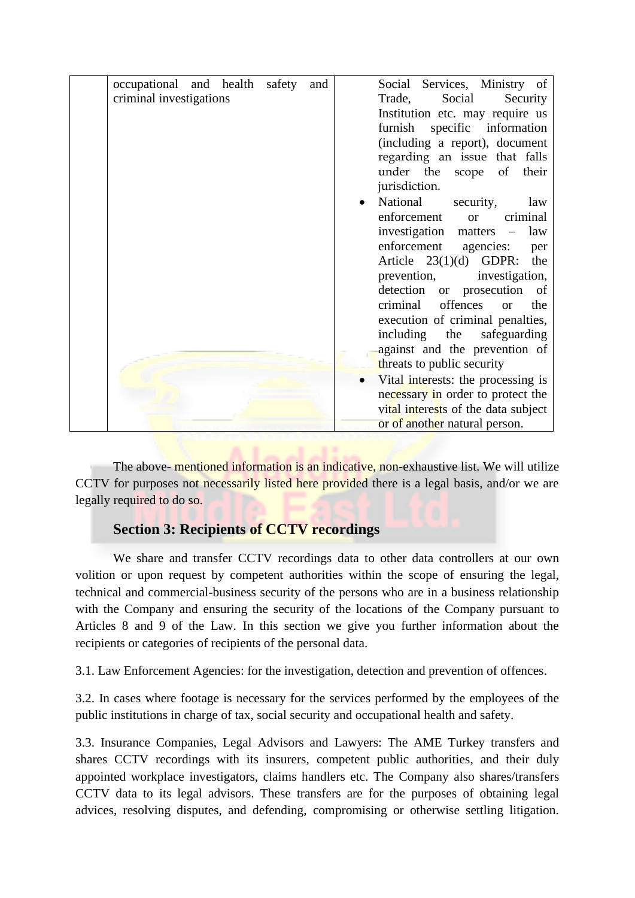|  | occupational and health safety and criminal investigations | Social Services, Ministry of Trade, Social Security Institution etc. may require us furnish specific information (including a report), document regarding an issue that falls under the scope of their jurisdiction.<br>• National security, law enforcement or criminal investigation matters – law enforcement agencies: per Article 23(1)(d) GDPR: the prevention, investigation, detection or prosecution of criminal offences or the execution of criminal penalties, including the safeguarding against and the prevention of threats to public security<br>• Vital interests: the processing is necessary in order to protect the vital interests of the data subject or of another natural person. |
|---|---|---|

The above- mentioned information is an indicative, non-exhaustive list. We will utilize CCTV for purposes not necessarily listed here provided there is a legal basis, and/or we are legally required to do so.

## Section 3: Recipients of CCTV recordings

We share and transfer CCTV recordings data to other data controllers at our own volition or upon request by competent authorities within the scope of ensuring the legal, technical and commercial-business security of the persons who are in a business relationship with the Company and ensuring the security of the locations of the Company pursuant to Articles 8 and 9 of the Law. In this section we give you further information about the recipients or categories of recipients of the personal data.

3.1. Law Enforcement Agencies: for the investigation, detection and prevention of offences.

3.2. In cases where footage is necessary for the services performed by the employees of the public institutions in charge of tax, social security and occupational health and safety.

3.3. Insurance Companies, Legal Advisors and Lawyers: The AME Turkey transfers and shares CCTV recordings with its insurers, competent public authorities, and their duly appointed workplace investigators, claims handlers etc. The Company also shares/transfers CCTV data to its legal advisors. These transfers are for the purposes of obtaining legal advices, resolving disputes, and defending, compromising or otherwise settling litigation.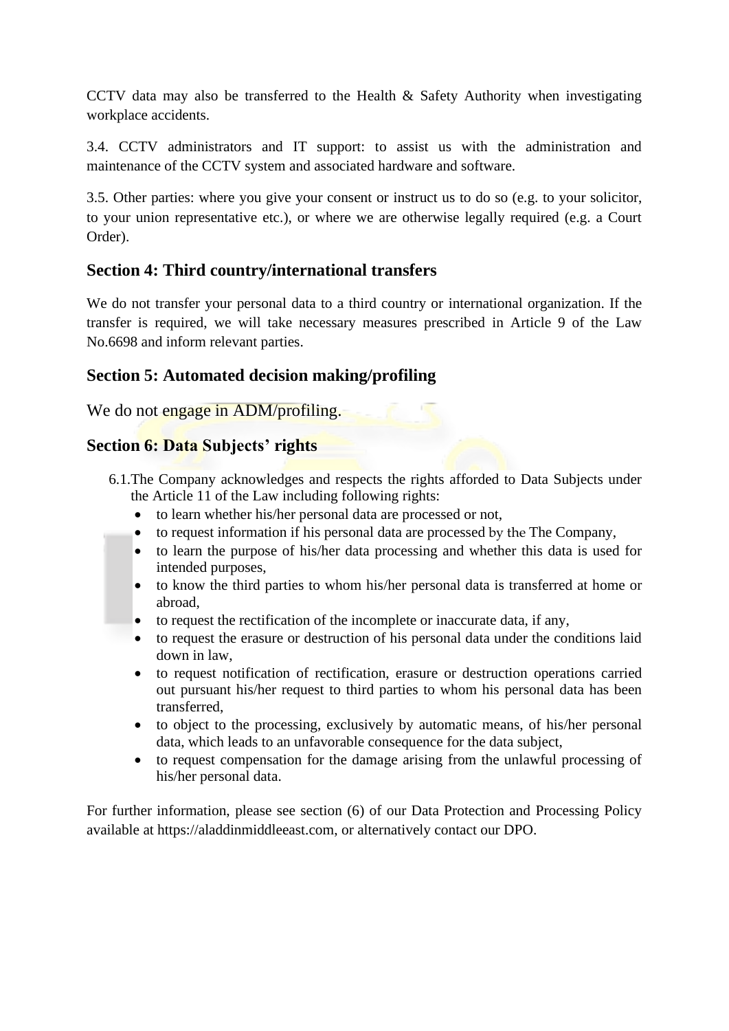CCTV data may also be transferred to the Health & Safety Authority when investigating workplace accidents.

3.4. CCTV administrators and IT support: to assist us with the administration and maintenance of the CCTV system and associated hardware and software.

3.5. Other parties: where you give your consent or instruct us to do so (e.g. to your solicitor, to your union representative etc.), or where we are otherwise legally required (e.g. a Court Order).

## Section 4: Third country/international transfers

We do not transfer your personal data to a third country or international organization. If the transfer is required, we will take necessary measures prescribed in Article 9 of the Law No.6698 and inform relevant parties.

## Section 5: Automated decision making/profiling

We do not engage in ADM/profiling.

## Section 6: Data Subjects' rights

6.1. The Company acknowledges and respects the rights afforded to Data Subjects under the Article 11 of the Law including following rights:

- to learn whether his/her personal data are processed or not,
- to request information if his personal data are processed by the The Company,
- to learn the purpose of his/her data processing and whether this data is used for intended purposes,
- to know the third parties to whom his/her personal data is transferred at home or abroad,
- to request the rectification of the incomplete or inaccurate data, if any,
- to request the erasure or destruction of his personal data under the conditions laid down in law,
- to request notification of rectification, erasure or destruction operations carried out pursuant his/her request to third parties to whom his personal data has been transferred,
- to object to the processing, exclusively by automatic means, of his/her personal data, which leads to an unfavorable consequence for the data subject,
- to request compensation for the damage arising from the unlawful processing of his/her personal data.

For further information, please see section (6) of our Data Protection and Processing Policy available at https://aladdinmiddleeast.com, or alternatively contact our DPO.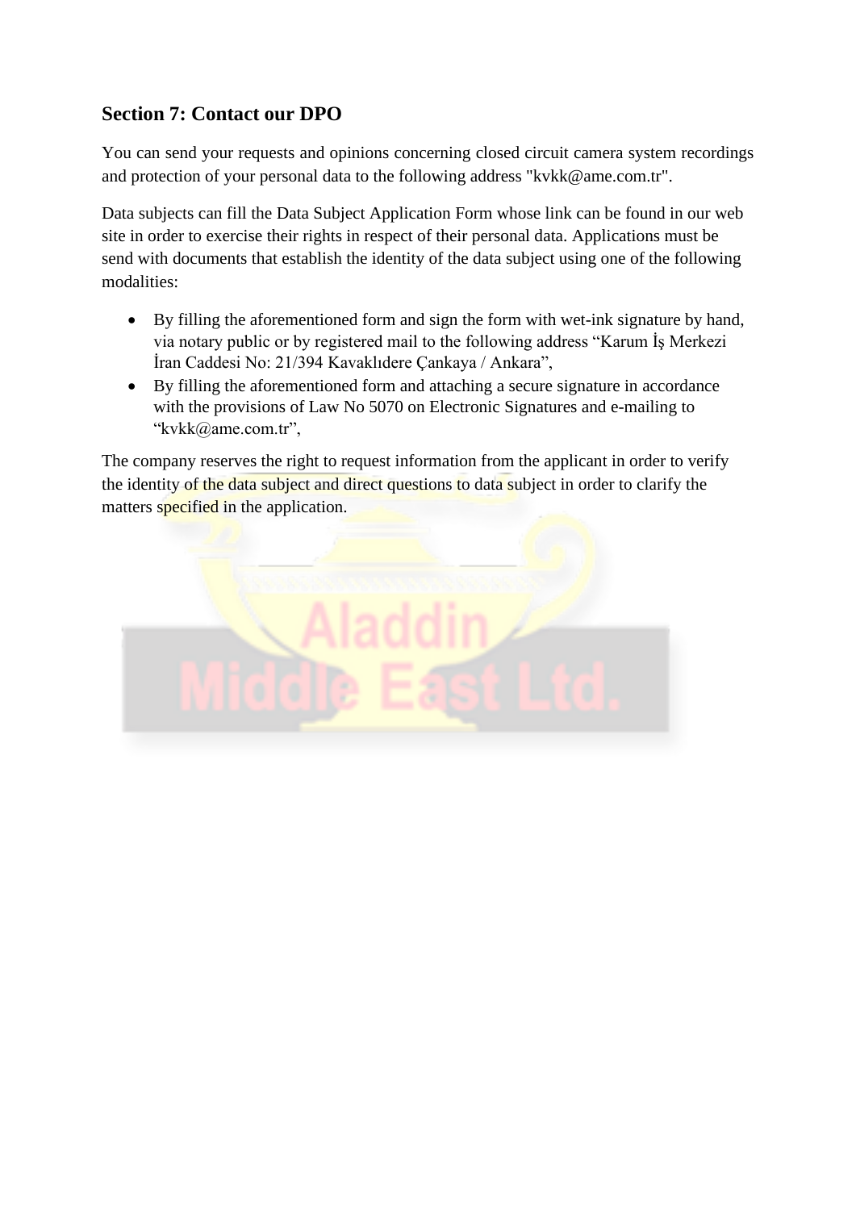## Section 7: Contact our DPO

You can send your requests and opinions concerning closed circuit camera system recordings and protection of your personal data to the following address "kvkk@ame.com.tr".

Data subjects can fill the Data Subject Application Form whose link can be found in our web site in order to exercise their rights in respect of their personal data. Applications must be send with documents that establish the identity of the data subject using one of the following modalities:

- By filling the aforementioned form and sign the form with wet-ink signature by hand, via notary public or by registered mail to the following address "Karum İş Merkezi İran Caddesi No: 21/394 Kavaklıdere Çankaya / Ankara",
- By filling the aforementioned form and attaching a secure signature in accordance with the provisions of Law No 5070 on Electronic Signatures and e-mailing to "kvkk@ame.com.tr",

The company reserves the right to request information from the applicant in order to verify the identity of the data subject and direct questions to data subject in order to clarify the matters specified in the application.